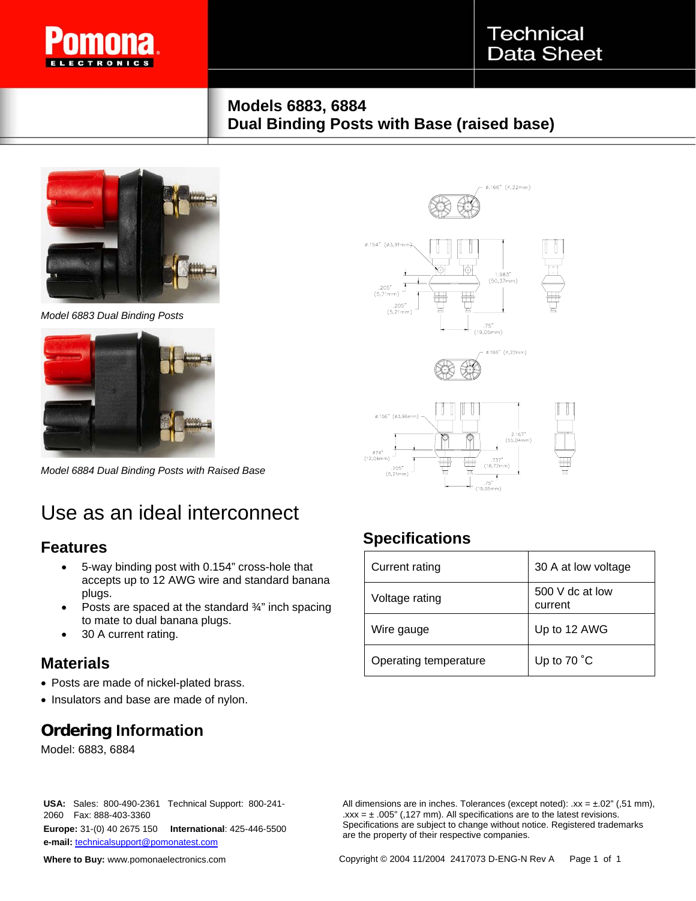# Models 6883, 6884
# Dual Binding Posts with Base (raised base)

*Model 6883 Dual Binding Posts*

*Model 6884 Dual Binding Posts with Raised Base*

# Use as an ideal interconnect

## Features

- 5-way binding post with 0.154" cross-hole that accepts up to 12 AWG wire and standard banana plugs.
- Posts are spaced at the standard ¾" inch spacing to mate to dual banana plugs.
- 30 A current rating.

## Materials

- Posts are made of nickel-plated brass.
- Insulators and base are made of nylon.

## Ordering Information

Model: 6883, 6884

## Specifications

| | |
|---|---|
| Current rating | 30 A at low voltage |
| Voltage rating | 500 V dc at low current |
| Wire gauge | Up to 12 AWG |
| Operating temperature | Up to 70 ˚C |

**USA:** Sales: 800-490-2361 Technical Support: 800-241-2060 Fax: 888-403-3360
**Europe:** 31-(0) 40 2675 150 **International**: 425-446-5500
**e-mail:** technicalsupport@pomonatest.com

**Where to Buy:** www.pomonaelectronics.com

All dimensions are in inches. Tolerances (except noted): .xx = ±.02" (,51 mm), .xxx = ± .005" (,127 mm). All specifications are to the latest revisions. Specifications are subject to change without notice. Registered trademarks are the property of their respective companies.

Copyright © 2004 11/2004 2417073 D-ENG-N Rev A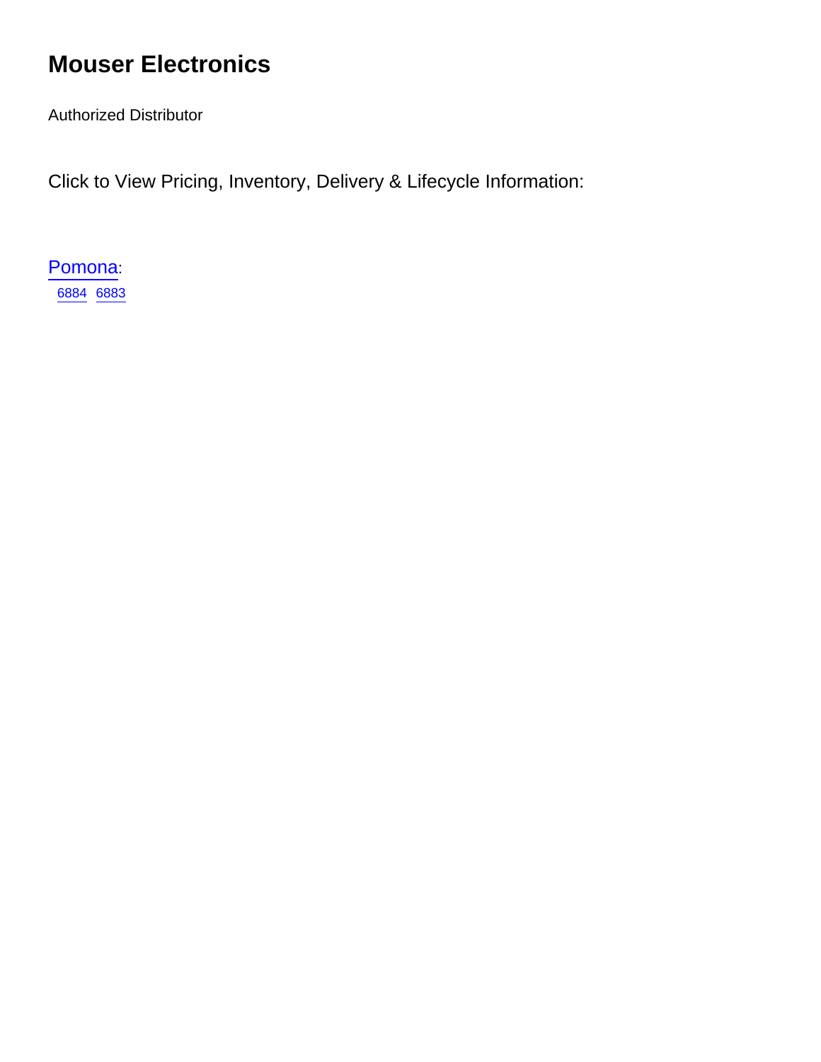# Mouser Electronics

Authorized Distributor

Click to View Pricing, Inventory, Delivery & Lifecycle Information:

Pomona:

6884 6883